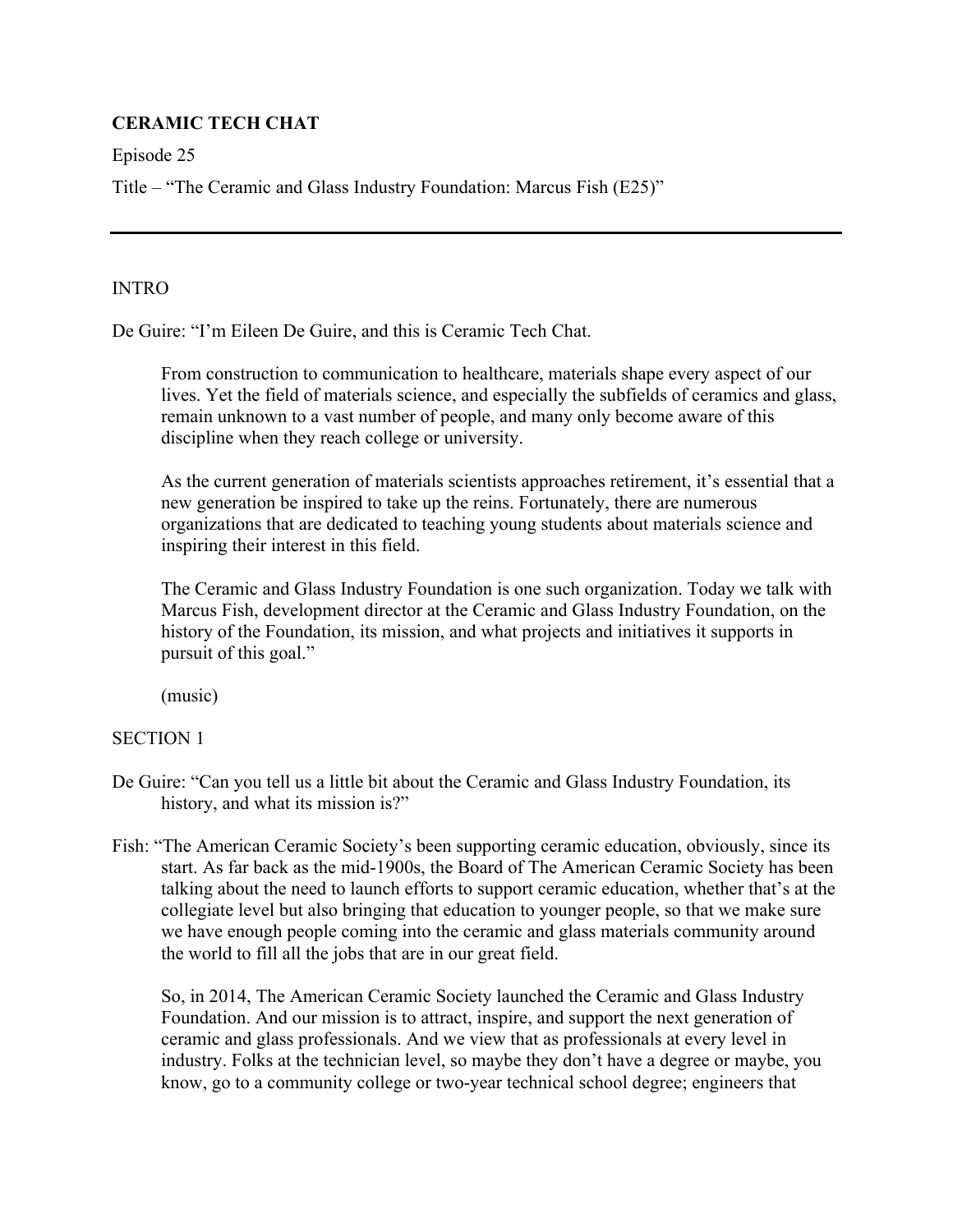**CERAMIC TECH CHAT**

Episode 25

Title – "The Ceramic and Glass Industry Foundation: Marcus Fish (E25)"

---

INTRO

De Guire: "I'm Eileen De Guire, and this is Ceramic Tech Chat.

From construction to communication to healthcare, materials shape every aspect of our lives. Yet the field of materials science, and especially the subfields of ceramics and glass, remain unknown to a vast number of people, and many only become aware of this discipline when they reach college or university.

As the current generation of materials scientists approaches retirement, it's essential that a new generation be inspired to take up the reins. Fortunately, there are numerous organizations that are dedicated to teaching young students about materials science and inspiring their interest in this field.

The Ceramic and Glass Industry Foundation is one such organization. Today we talk with Marcus Fish, development director at the Ceramic and Glass Industry Foundation, on the history of the Foundation, its mission, and what projects and initiatives it supports in pursuit of this goal."

(music)

SECTION 1

De Guire: "Can you tell us a little bit about the Ceramic and Glass Industry Foundation, its history, and what its mission is?"

Fish: "The American Ceramic Society's been supporting ceramic education, obviously, since its start. As far back as the mid-1900s, the Board of The American Ceramic Society has been talking about the need to launch efforts to support ceramic education, whether that's at the collegiate level but also bringing that education to younger people, so that we make sure we have enough people coming into the ceramic and glass materials community around the world to fill all the jobs that are in our great field.

So, in 2014, The American Ceramic Society launched the Ceramic and Glass Industry Foundation. And our mission is to attract, inspire, and support the next generation of ceramic and glass professionals. And we view that as professionals at every level in industry. Folks at the technician level, so maybe they don't have a degree or maybe, you know, go to a community college or two-year technical school degree; engineers that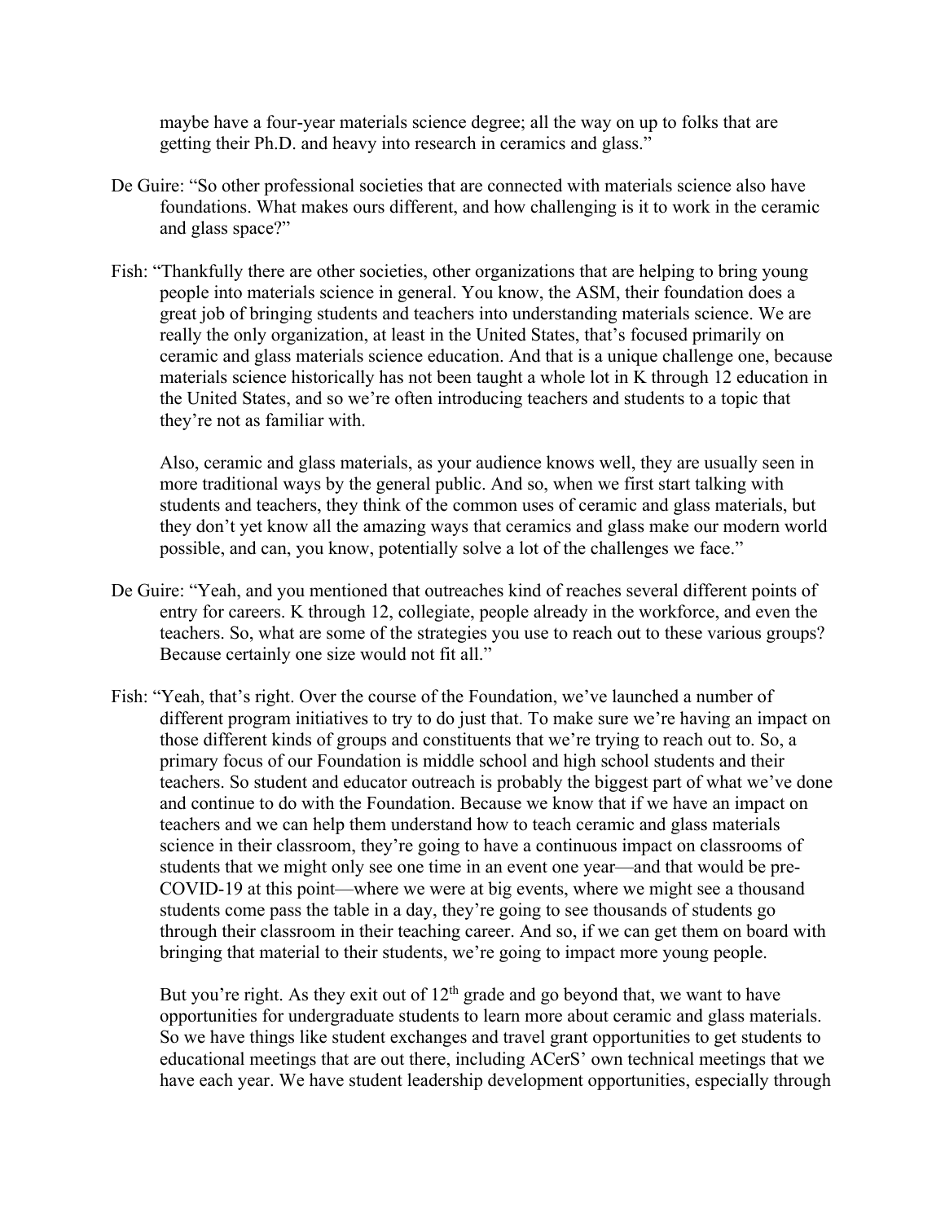maybe have a four-year materials science degree; all the way on up to folks that are getting their Ph.D. and heavy into research in ceramics and glass."

De Guire: "So other professional societies that are connected with materials science also have foundations. What makes ours different, and how challenging is it to work in the ceramic and glass space?"

Fish: "Thankfully there are other societies, other organizations that are helping to bring young people into materials science in general. You know, the ASM, their foundation does a great job of bringing students and teachers into understanding materials science. We are really the only organization, at least in the United States, that's focused primarily on ceramic and glass materials science education. And that is a unique challenge one, because materials science historically has not been taught a whole lot in K through 12 education in the United States, and so we're often introducing teachers and students to a topic that they're not as familiar with.

Also, ceramic and glass materials, as your audience knows well, they are usually seen in more traditional ways by the general public. And so, when we first start talking with students and teachers, they think of the common uses of ceramic and glass materials, but they don't yet know all the amazing ways that ceramics and glass make our modern world possible, and can, you know, potentially solve a lot of the challenges we face."

De Guire: "Yeah, and you mentioned that outreaches kind of reaches several different points of entry for careers. K through 12, collegiate, people already in the workforce, and even the teachers. So, what are some of the strategies you use to reach out to these various groups? Because certainly one size would not fit all."

Fish: "Yeah, that's right. Over the course of the Foundation, we've launched a number of different program initiatives to try to do just that. To make sure we're having an impact on those different kinds of groups and constituents that we're trying to reach out to. So, a primary focus of our Foundation is middle school and high school students and their teachers. So student and educator outreach is probably the biggest part of what we've done and continue to do with the Foundation. Because we know that if we have an impact on teachers and we can help them understand how to teach ceramic and glass materials science in their classroom, they're going to have a continuous impact on classrooms of students that we might only see one time in an event one year—and that would be pre-COVID-19 at this point—where we were at big events, where we might see a thousand students come pass the table in a day, they're going to see thousands of students go through their classroom in their teaching career. And so, if we can get them on board with bringing that material to their students, we're going to impact more young people.

But you're right. As they exit out of 12th grade and go beyond that, we want to have opportunities for undergraduate students to learn more about ceramic and glass materials. So we have things like student exchanges and travel grant opportunities to get students to educational meetings that are out there, including ACerS' own technical meetings that we have each year. We have student leadership development opportunities, especially through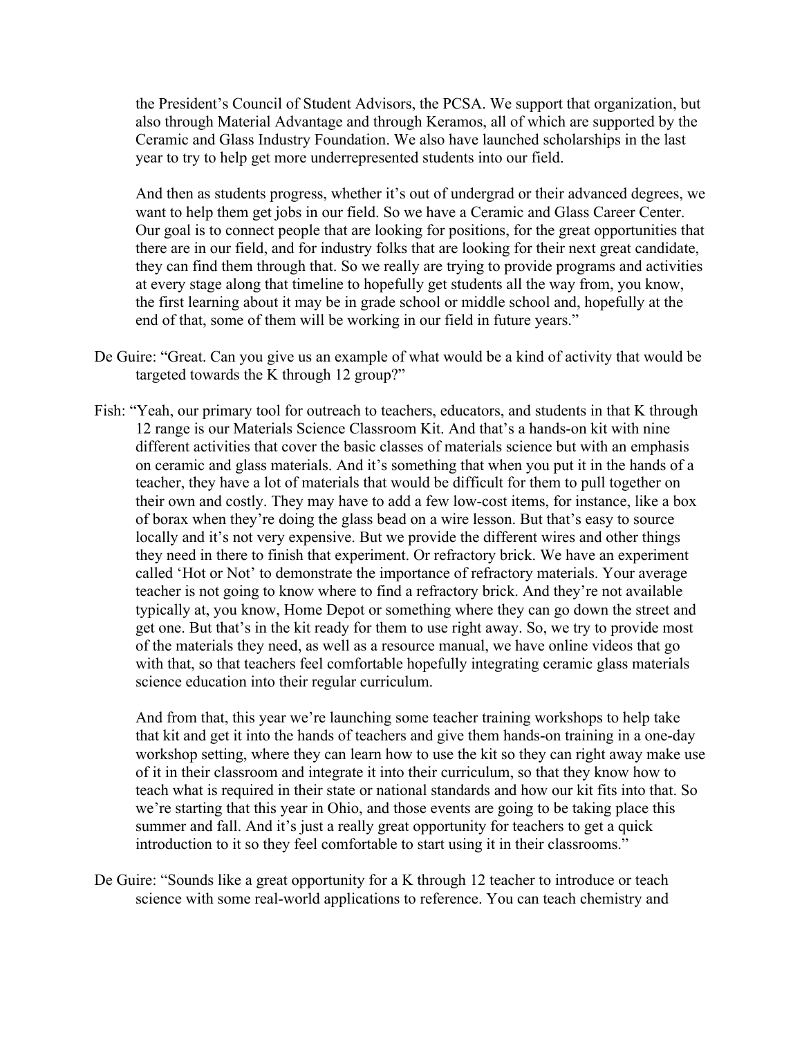the President's Council of Student Advisors, the PCSA. We support that organization, but also through Material Advantage and through Keramos, all of which are supported by the Ceramic and Glass Industry Foundation. We also have launched scholarships in the last year to try to help get more underrepresented students into our field.

And then as students progress, whether it's out of undergrad or their advanced degrees, we want to help them get jobs in our field. So we have a Ceramic and Glass Career Center. Our goal is to connect people that are looking for positions, for the great opportunities that there are in our field, and for industry folks that are looking for their next great candidate, they can find them through that. So we really are trying to provide programs and activities at every stage along that timeline to hopefully get students all the way from, you know, the first learning about it may be in grade school or middle school and, hopefully at the end of that, some of them will be working in our field in future years."

De Guire: "Great. Can you give us an example of what would be a kind of activity that would be targeted towards the K through 12 group?"

Fish: "Yeah, our primary tool for outreach to teachers, educators, and students in that K through 12 range is our Materials Science Classroom Kit. And that's a hands-on kit with nine different activities that cover the basic classes of materials science but with an emphasis on ceramic and glass materials. And it's something that when you put it in the hands of a teacher, they have a lot of materials that would be difficult for them to pull together on their own and costly. They may have to add a few low-cost items, for instance, like a box of borax when they're doing the glass bead on a wire lesson. But that's easy to source locally and it's not very expensive. But we provide the different wires and other things they need in there to finish that experiment. Or refractory brick. We have an experiment called 'Hot or Not' to demonstrate the importance of refractory materials. Your average teacher is not going to know where to find a refractory brick. And they're not available typically at, you know, Home Depot or something where they can go down the street and get one. But that's in the kit ready for them to use right away. So, we try to provide most of the materials they need, as well as a resource manual, we have online videos that go with that, so that teachers feel comfortable hopefully integrating ceramic glass materials science education into their regular curriculum.

And from that, this year we're launching some teacher training workshops to help take that kit and get it into the hands of teachers and give them hands-on training in a one-day workshop setting, where they can learn how to use the kit so they can right away make use of it in their classroom and integrate it into their curriculum, so that they know how to teach what is required in their state or national standards and how our kit fits into that. So we're starting that this year in Ohio, and those events are going to be taking place this summer and fall. And it's just a really great opportunity for teachers to get a quick introduction to it so they feel comfortable to start using it in their classrooms."

De Guire: "Sounds like a great opportunity for a K through 12 teacher to introduce or teach science with some real-world applications to reference. You can teach chemistry and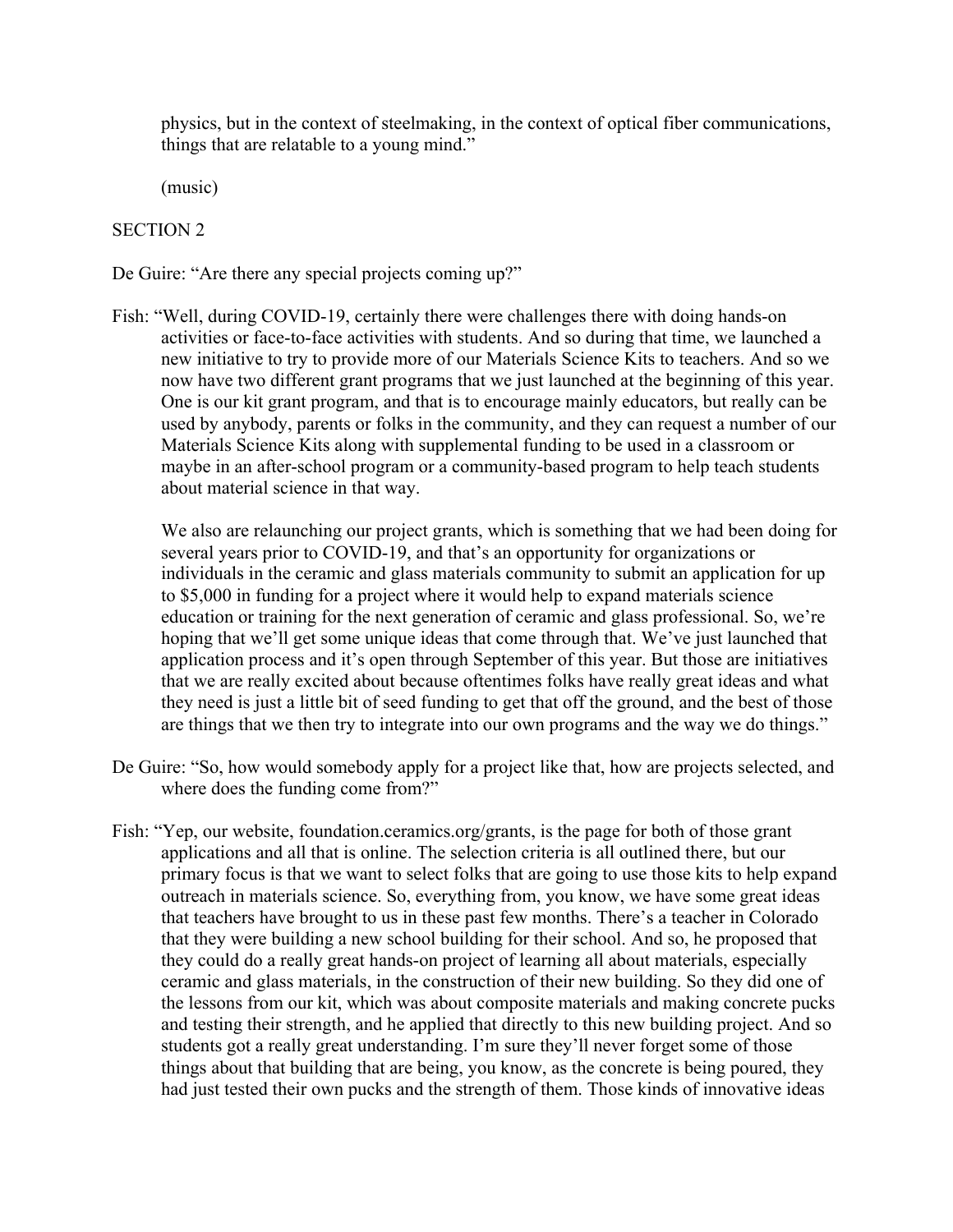physics, but in the context of steelmaking, in the context of optical fiber communications, things that are relatable to a young mind."

(music)

SECTION 2

De Guire: "Are there any special projects coming up?"

Fish: "Well, during COVID-19, certainly there were challenges there with doing hands-on activities or face-to-face activities with students. And so during that time, we launched a new initiative to try to provide more of our Materials Science Kits to teachers. And so we now have two different grant programs that we just launched at the beginning of this year. One is our kit grant program, and that is to encourage mainly educators, but really can be used by anybody, parents or folks in the community, and they can request a number of our Materials Science Kits along with supplemental funding to be used in a classroom or maybe in an after-school program or a community-based program to help teach students about material science in that way.

We also are relaunching our project grants, which is something that we had been doing for several years prior to COVID-19, and that's an opportunity for organizations or individuals in the ceramic and glass materials community to submit an application for up to $5,000 in funding for a project where it would help to expand materials science education or training for the next generation of ceramic and glass professional. So, we're hoping that we'll get some unique ideas that come through that. We've just launched that application process and it's open through September of this year. But those are initiatives that we are really excited about because oftentimes folks have really great ideas and what they need is just a little bit of seed funding to get that off the ground, and the best of those are things that we then try to integrate into our own programs and the way we do things."

De Guire: "So, how would somebody apply for a project like that, how are projects selected, and where does the funding come from?"

Fish: "Yep, our website, foundation.ceramics.org/grants, is the page for both of those grant applications and all that is online. The selection criteria is all outlined there, but our primary focus is that we want to select folks that are going to use those kits to help expand outreach in materials science. So, everything from, you know, we have some great ideas that teachers have brought to us in these past few months. There's a teacher in Colorado that they were building a new school building for their school. And so, he proposed that they could do a really great hands-on project of learning all about materials, especially ceramic and glass materials, in the construction of their new building. So they did one of the lessons from our kit, which was about composite materials and making concrete pucks and testing their strength, and he applied that directly to this new building project. And so students got a really great understanding. I'm sure they'll never forget some of those things about that building that are being, you know, as the concrete is being poured, they had just tested their own pucks and the strength of them. Those kinds of innovative ideas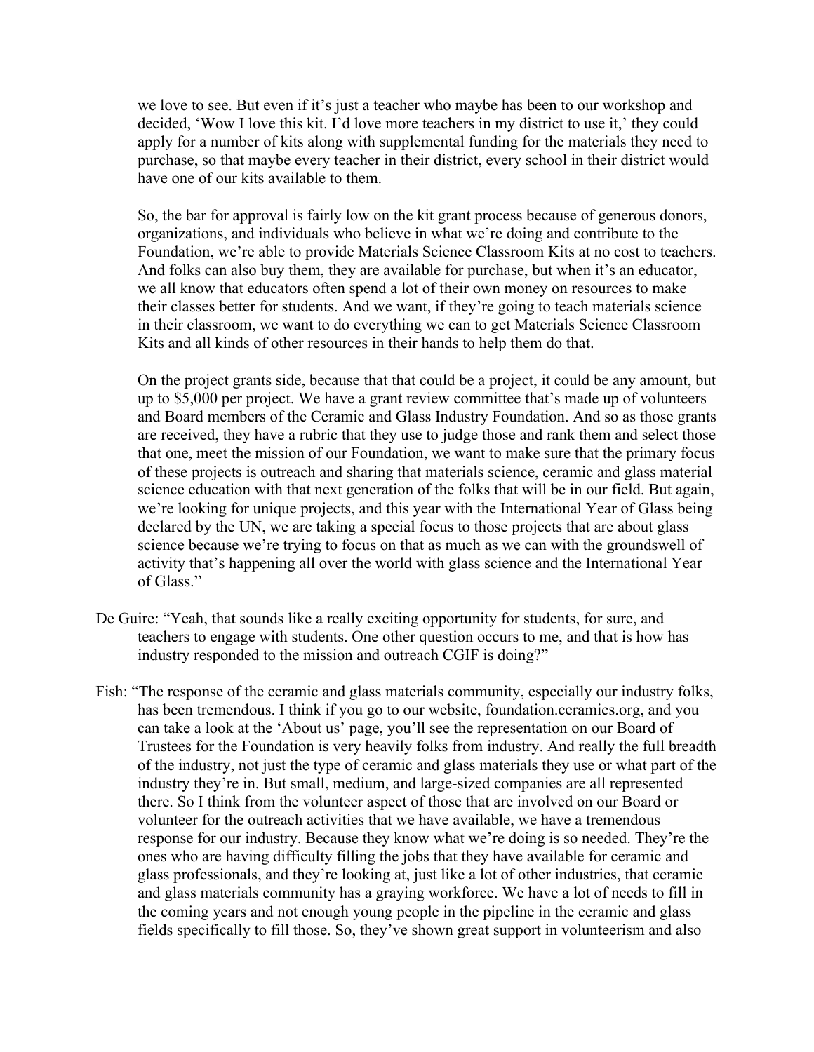we love to see. But even if it's just a teacher who maybe has been to our workshop and decided, 'Wow I love this kit. I'd love more teachers in my district to use it,' they could apply for a number of kits along with supplemental funding for the materials they need to purchase, so that maybe every teacher in their district, every school in their district would have one of our kits available to them.

So, the bar for approval is fairly low on the kit grant process because of generous donors, organizations, and individuals who believe in what we're doing and contribute to the Foundation, we're able to provide Materials Science Classroom Kits at no cost to teachers. And folks can also buy them, they are available for purchase, but when it's an educator, we all know that educators often spend a lot of their own money on resources to make their classes better for students. And we want, if they're going to teach materials science in their classroom, we want to do everything we can to get Materials Science Classroom Kits and all kinds of other resources in their hands to help them do that.

On the project grants side, because that that could be a project, it could be any amount, but up to $5,000 per project. We have a grant review committee that's made up of volunteers and Board members of the Ceramic and Glass Industry Foundation. And so as those grants are received, they have a rubric that they use to judge those and rank them and select those that one, meet the mission of our Foundation, we want to make sure that the primary focus of these projects is outreach and sharing that materials science, ceramic and glass material science education with that next generation of the folks that will be in our field. But again, we're looking for unique projects, and this year with the International Year of Glass being declared by the UN, we are taking a special focus to those projects that are about glass science because we're trying to focus on that as much as we can with the groundswell of activity that's happening all over the world with glass science and the International Year of Glass."

De Guire: "Yeah, that sounds like a really exciting opportunity for students, for sure, and teachers to engage with students. One other question occurs to me, and that is how has industry responded to the mission and outreach CGIF is doing?"

Fish: "The response of the ceramic and glass materials community, especially our industry folks, has been tremendous. I think if you go to our website, foundation.ceramics.org, and you can take a look at the 'About us' page, you'll see the representation on our Board of Trustees for the Foundation is very heavily folks from industry. And really the full breadth of the industry, not just the type of ceramic and glass materials they use or what part of the industry they're in. But small, medium, and large-sized companies are all represented there. So I think from the volunteer aspect of those that are involved on our Board or volunteer for the outreach activities that we have available, we have a tremendous response for our industry. Because they know what we're doing is so needed. They're the ones who are having difficulty filling the jobs that they have available for ceramic and glass professionals, and they're looking at, just like a lot of other industries, that ceramic and glass materials community has a graying workforce. We have a lot of needs to fill in the coming years and not enough young people in the pipeline in the ceramic and glass fields specifically to fill those. So, they've shown great support in volunteerism and also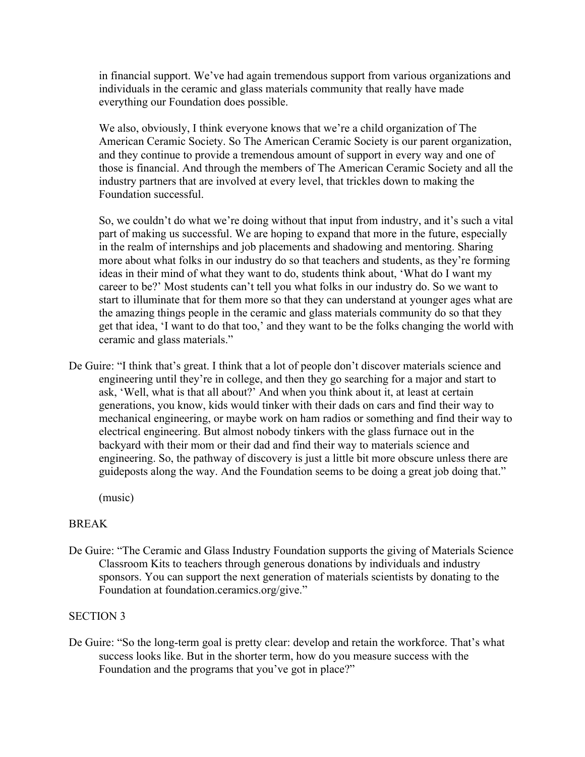in financial support. We've had again tremendous support from various organizations and individuals in the ceramic and glass materials community that really have made everything our Foundation does possible.

We also, obviously, I think everyone knows that we're a child organization of The American Ceramic Society. So The American Ceramic Society is our parent organization, and they continue to provide a tremendous amount of support in every way and one of those is financial. And through the members of The American Ceramic Society and all the industry partners that are involved at every level, that trickles down to making the Foundation successful.

So, we couldn't do what we're doing without that input from industry, and it's such a vital part of making us successful. We are hoping to expand that more in the future, especially in the realm of internships and job placements and shadowing and mentoring. Sharing more about what folks in our industry do so that teachers and students, as they're forming ideas in their mind of what they want to do, students think about, 'What do I want my career to be?' Most students can't tell you what folks in our industry do. So we want to start to illuminate that for them more so that they can understand at younger ages what are the amazing things people in the ceramic and glass materials community do so that they get that idea, 'I want to do that too,' and they want to be the folks changing the world with ceramic and glass materials."

De Guire: "I think that's great. I think that a lot of people don't discover materials science and engineering until they're in college, and then they go searching for a major and start to ask, 'Well, what is that all about?' And when you think about it, at least at certain generations, you know, kids would tinker with their dads on cars and find their way to mechanical engineering, or maybe work on ham radios or something and find their way to electrical engineering. But almost nobody tinkers with the glass furnace out in the backyard with their mom or their dad and find their way to materials science and engineering. So, the pathway of discovery is just a little bit more obscure unless there are guideposts along the way. And the Foundation seems to be doing a great job doing that."

(music)

BREAK

De Guire: "The Ceramic and Glass Industry Foundation supports the giving of Materials Science Classroom Kits to teachers through generous donations by individuals and industry sponsors. You can support the next generation of materials scientists by donating to the Foundation at foundation.ceramics.org/give."

SECTION 3

De Guire: "So the long-term goal is pretty clear: develop and retain the workforce. That's what success looks like. But in the shorter term, how do you measure success with the Foundation and the programs that you've got in place?"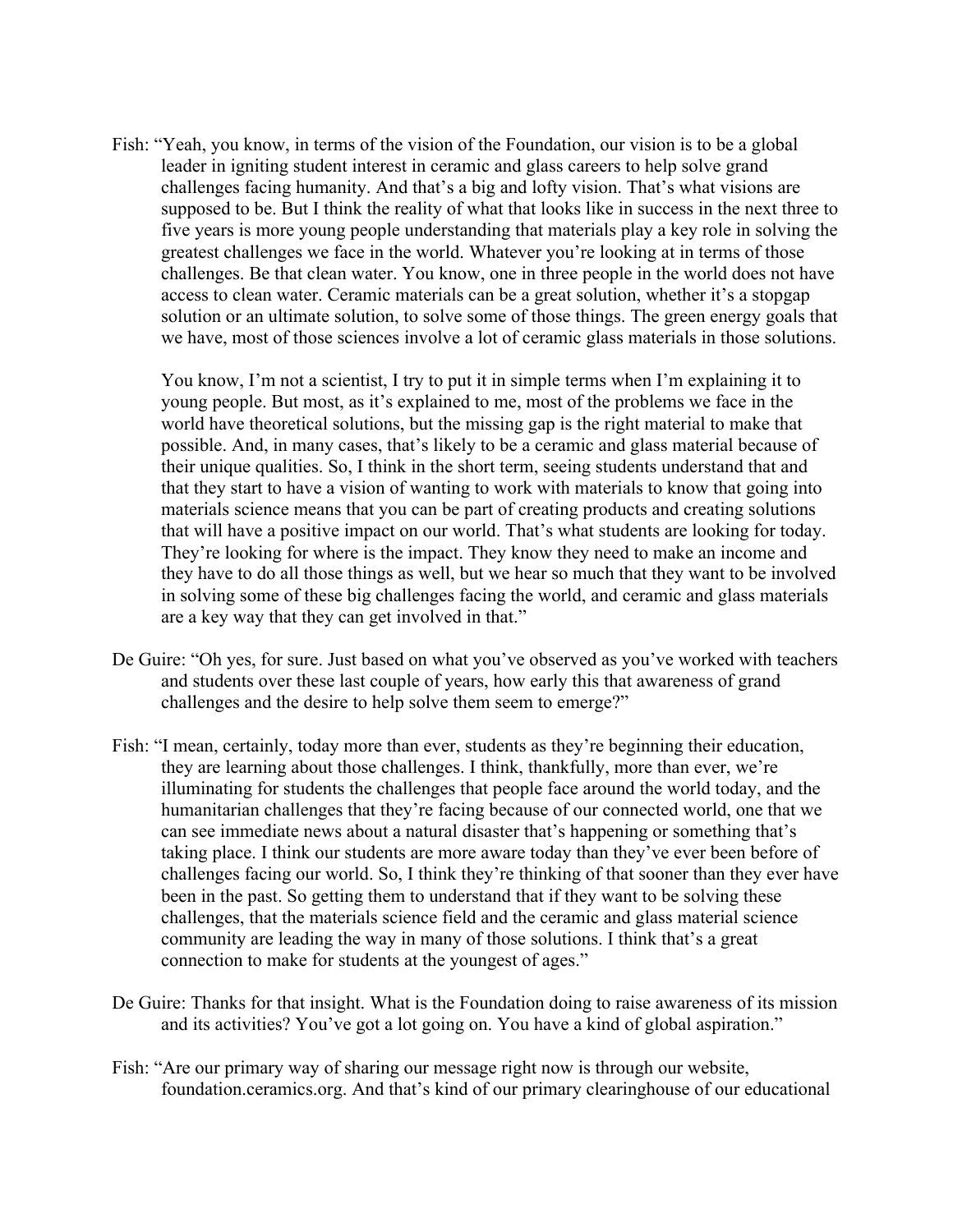Fish: "Yeah, you know, in terms of the vision of the Foundation, our vision is to be a global leader in igniting student interest in ceramic and glass careers to help solve grand challenges facing humanity. And that's a big and lofty vision. That's what visions are supposed to be. But I think the reality of what that looks like in success in the next three to five years is more young people understanding that materials play a key role in solving the greatest challenges we face in the world. Whatever you're looking at in terms of those challenges. Be that clean water. You know, one in three people in the world does not have access to clean water. Ceramic materials can be a great solution, whether it's a stopgap solution or an ultimate solution, to solve some of those things. The green energy goals that we have, most of those sciences involve a lot of ceramic glass materials in those solutions.

You know, I'm not a scientist, I try to put it in simple terms when I'm explaining it to young people. But most, as it's explained to me, most of the problems we face in the world have theoretical solutions, but the missing gap is the right material to make that possible. And, in many cases, that's likely to be a ceramic and glass material because of their unique qualities. So, I think in the short term, seeing students understand that and that they start to have a vision of wanting to work with materials to know that going into materials science means that you can be part of creating products and creating solutions that will have a positive impact on our world. That's what students are looking for today. They're looking for where is the impact. They know they need to make an income and they have to do all those things as well, but we hear so much that they want to be involved in solving some of these big challenges facing the world, and ceramic and glass materials are a key way that they can get involved in that."

De Guire: "Oh yes, for sure. Just based on what you've observed as you've worked with teachers and students over these last couple of years, how early this that awareness of grand challenges and the desire to help solve them seem to emerge?"

Fish: "I mean, certainly, today more than ever, students as they're beginning their education, they are learning about those challenges. I think, thankfully, more than ever, we're illuminating for students the challenges that people face around the world today, and the humanitarian challenges that they're facing because of our connected world, one that we can see immediate news about a natural disaster that's happening or something that's taking place. I think our students are more aware today than they've ever been before of challenges facing our world. So, I think they're thinking of that sooner than they ever have been in the past. So getting them to understand that if they want to be solving these challenges, that the materials science field and the ceramic and glass material science community are leading the way in many of those solutions. I think that's a great connection to make for students at the youngest of ages."

De Guire: Thanks for that insight. What is the Foundation doing to raise awareness of its mission and its activities? You've got a lot going on. You have a kind of global aspiration."

Fish: "Are our primary way of sharing our message right now is through our website, foundation.ceramics.org. And that's kind of our primary clearinghouse of our educational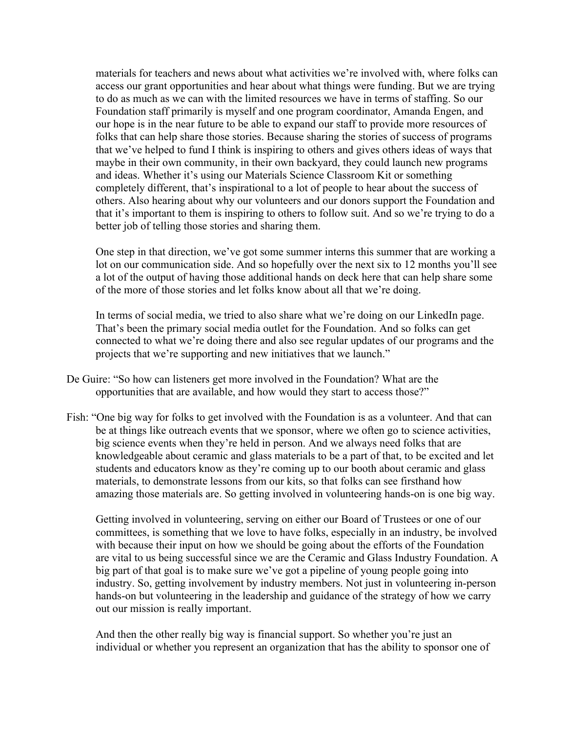materials for teachers and news about what activities we're involved with, where folks can access our grant opportunities and hear about what things were funding. But we are trying to do as much as we can with the limited resources we have in terms of staffing. So our Foundation staff primarily is myself and one program coordinator, Amanda Engen, and our hope is in the near future to be able to expand our staff to provide more resources of folks that can help share those stories. Because sharing the stories of success of programs that we've helped to fund I think is inspiring to others and gives others ideas of ways that maybe in their own community, in their own backyard, they could launch new programs and ideas. Whether it's using our Materials Science Classroom Kit or something completely different, that's inspirational to a lot of people to hear about the success of others. Also hearing about why our volunteers and our donors support the Foundation and that it's important to them is inspiring to others to follow suit. And so we're trying to do a better job of telling those stories and sharing them.

One step in that direction, we've got some summer interns this summer that are working a lot on our communication side. And so hopefully over the next six to 12 months you'll see a lot of the output of having those additional hands on deck here that can help share some of the more of those stories and let folks know about all that we're doing.

In terms of social media, we tried to also share what we're doing on our LinkedIn page. That's been the primary social media outlet for the Foundation. And so folks can get connected to what we're doing there and also see regular updates of our programs and the projects that we're supporting and new initiatives that we launch."

De Guire: "So how can listeners get more involved in the Foundation? What are the opportunities that are available, and how would they start to access those?"

Fish: "One big way for folks to get involved with the Foundation is as a volunteer. And that can be at things like outreach events that we sponsor, where we often go to science activities, big science events when they're held in person. And we always need folks that are knowledgeable about ceramic and glass materials to be a part of that, to be excited and let students and educators know as they're coming up to our booth about ceramic and glass materials, to demonstrate lessons from our kits, so that folks can see firsthand how amazing those materials are. So getting involved in volunteering hands-on is one big way.

Getting involved in volunteering, serving on either our Board of Trustees or one of our committees, is something that we love to have folks, especially in an industry, be involved with because their input on how we should be going about the efforts of the Foundation are vital to us being successful since we are the Ceramic and Glass Industry Foundation. A big part of that goal is to make sure we've got a pipeline of young people going into industry. So, getting involvement by industry members. Not just in volunteering in-person hands-on but volunteering in the leadership and guidance of the strategy of how we carry out our mission is really important.

And then the other really big way is financial support. So whether you're just an individual or whether you represent an organization that has the ability to sponsor one of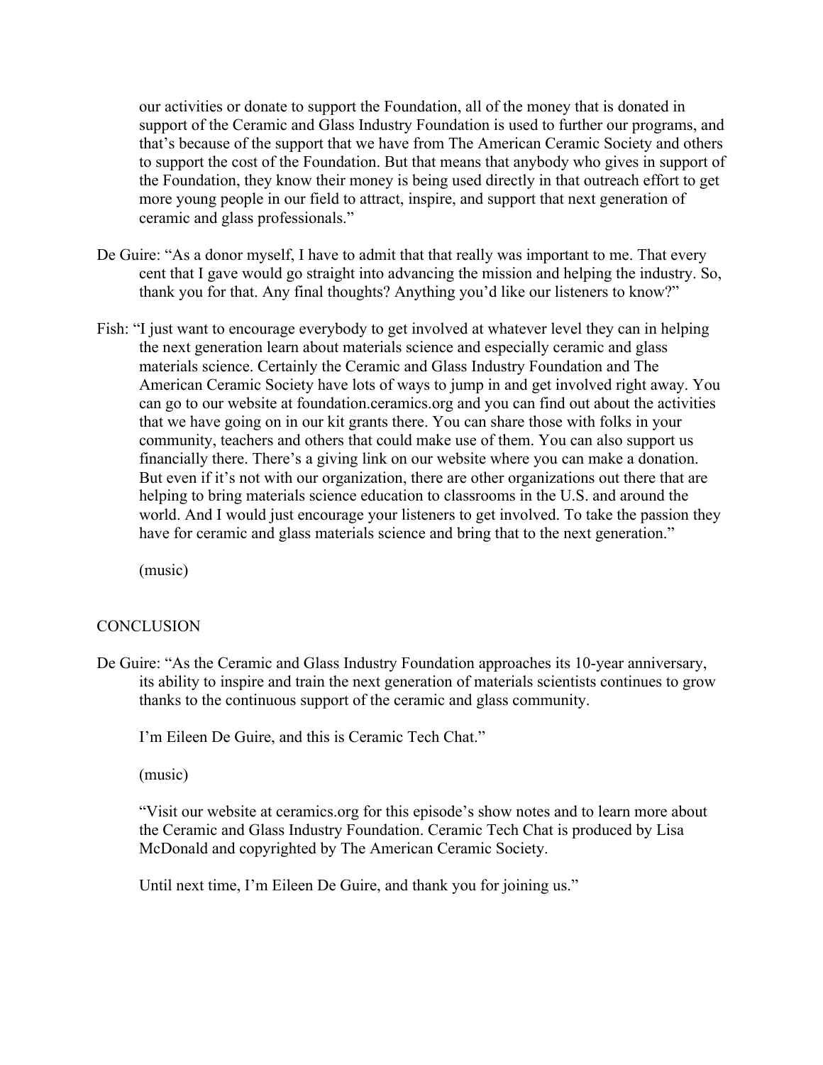our activities or donate to support the Foundation, all of the money that is donated in support of the Ceramic and Glass Industry Foundation is used to further our programs, and that's because of the support that we have from The American Ceramic Society and others to support the cost of the Foundation. But that means that anybody who gives in support of the Foundation, they know their money is being used directly in that outreach effort to get more young people in our field to attract, inspire, and support that next generation of ceramic and glass professionals."

De Guire: "As a donor myself, I have to admit that that really was important to me. That every cent that I gave would go straight into advancing the mission and helping the industry. So, thank you for that. Any final thoughts? Anything you'd like our listeners to know?"

Fish: "I just want to encourage everybody to get involved at whatever level they can in helping the next generation learn about materials science and especially ceramic and glass materials science. Certainly the Ceramic and Glass Industry Foundation and The American Ceramic Society have lots of ways to jump in and get involved right away. You can go to our website at foundation.ceramics.org and you can find out about the activities that we have going on in our kit grants there. You can share those with folks in your community, teachers and others that could make use of them. You can also support us financially there. There's a giving link on our website where you can make a donation. But even if it's not with our organization, there are other organizations out there that are helping to bring materials science education to classrooms in the U.S. and around the world. And I would just encourage your listeners to get involved. To take the passion they have for ceramic and glass materials science and bring that to the next generation."

(music)

## CONCLUSION

De Guire: "As the Ceramic and Glass Industry Foundation approaches its 10-year anniversary, its ability to inspire and train the next generation of materials scientists continues to grow thanks to the continuous support of the ceramic and glass community.

I'm Eileen De Guire, and this is Ceramic Tech Chat."

(music)

"Visit our website at ceramics.org for this episode's show notes and to learn more about the Ceramic and Glass Industry Foundation. Ceramic Tech Chat is produced by Lisa McDonald and copyrighted by The American Ceramic Society.

Until next time, I'm Eileen De Guire, and thank you for joining us."